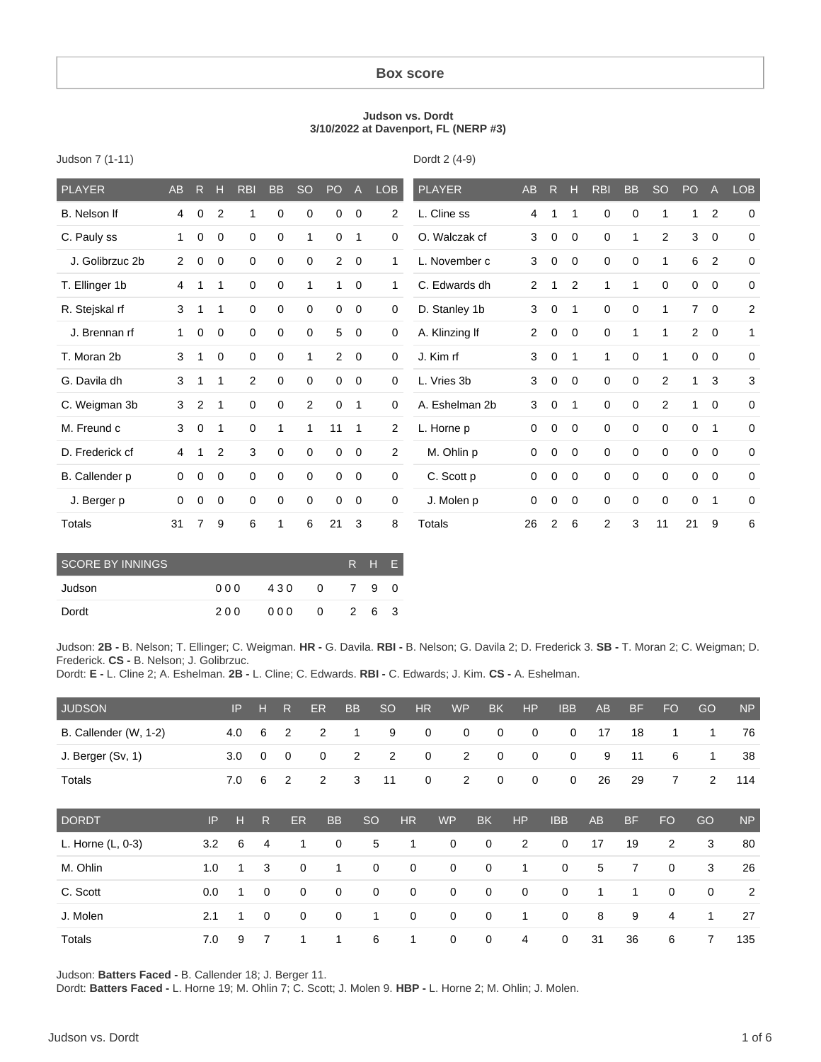## Box score

**Judson vs. Dordt**
**3/10/2022 at Davenport, FL (NERP #3)**

Judson 7 (1-11)

| PLAYER | AB | R | H | RBI | BB | SO | PO | A | LOB |
|---|---|---|---|---|---|---|---|---|---|
| B. Nelson lf | 4 | 0 | 2 | 1 | 0 | 0 | 0 | 0 | 2 |
| C. Pauly ss | 1 | 0 | 0 | 0 | 0 | 1 | 0 | 1 | 0 |
| J. Golibrzuc 2b | 2 | 0 | 0 | 0 | 0 | 0 | 2 | 0 | 1 |
| T. Ellinger 1b | 4 | 1 | 1 | 0 | 0 | 1 | 1 | 0 | 1 |
| R. Stejskal rf | 3 | 1 | 1 | 0 | 0 | 0 | 0 | 0 | 0 |
| J. Brennan rf | 1 | 0 | 0 | 0 | 0 | 0 | 5 | 0 | 0 |
| T. Moran 2b | 3 | 1 | 0 | 0 | 0 | 1 | 2 | 0 | 0 |
| G. Davila dh | 3 | 1 | 1 | 2 | 0 | 0 | 0 | 0 | 0 |
| C. Weigman 3b | 3 | 2 | 1 | 0 | 0 | 2 | 0 | 1 | 0 |
| M. Freund c | 3 | 0 | 1 | 0 | 1 | 1 | 11 | 1 | 2 |
| D. Frederick cf | 4 | 1 | 2 | 3 | 0 | 0 | 0 | 0 | 2 |
| B. Callender p | 0 | 0 | 0 | 0 | 0 | 0 | 0 | 0 | 0 |
| J. Berger p | 0 | 0 | 0 | 0 | 0 | 0 | 0 | 0 | 0 |
| Totals | 31 | 7 | 9 | 6 | 1 | 6 | 21 | 3 | 8 |

Dordt 2 (4-9)

| PLAYER | AB | R | H | RBI | BB | SO | PO | A | LOB |
|---|---|---|---|---|---|---|---|---|---|
| L. Cline ss | 4 | 1 | 1 | 0 | 0 | 1 | 1 | 2 | 0 |
| O. Walczak cf | 3 | 0 | 0 | 0 | 1 | 2 | 3 | 0 | 0 |
| L. November c | 3 | 0 | 0 | 0 | 0 | 1 | 6 | 2 | 0 |
| C. Edwards dh | 2 | 1 | 2 | 1 | 1 | 0 | 0 | 0 | 0 |
| D. Stanley 1b | 3 | 0 | 1 | 0 | 0 | 1 | 7 | 0 | 2 |
| A. Klinzing lf | 2 | 0 | 0 | 0 | 1 | 1 | 2 | 0 | 1 |
| J. Kim rf | 3 | 0 | 1 | 1 | 0 | 1 | 0 | 0 | 0 |
| L. Vries 3b | 3 | 0 | 0 | 0 | 0 | 2 | 1 | 3 | 3 |
| A. Eshelman 2b | 3 | 0 | 1 | 0 | 0 | 2 | 1 | 0 | 0 |
| L. Horne p | 0 | 0 | 0 | 0 | 0 | 0 | 0 | 1 | 0 |
| M. Ohlin p | 0 | 0 | 0 | 0 | 0 | 0 | 0 | 0 | 0 |
| C. Scott p | 0 | 0 | 0 | 0 | 0 | 0 | 0 | 0 | 0 |
| J. Molen p | 0 | 0 | 0 | 0 | 0 | 0 | 0 | 1 | 0 |
| Totals | 26 | 2 | 6 | 2 | 3 | 11 | 21 | 9 | 6 |

| SCORE BY INNINGS | | | | R | H | E |
|---|---|---|---|---|---|---|
| Judson | 000 | 430 | 0 | 7 | 9 | 0 |
| Dordt | 200 | 000 | 0 | 2 | 6 | 3 |

Judson: **2B -** B. Nelson; T. Ellinger; C. Weigman. **HR -** G. Davila. **RBI -** B. Nelson; G. Davila 2; D. Frederick 3. **SB -** T. Moran 2; C. Weigman; D. Frederick. **CS -** B. Nelson; J. Golibrzuc.
Dordt: **E -** L. Cline 2; A. Eshelman. **2B -** L. Cline; C. Edwards. **RBI -** C. Edwards; J. Kim. **CS -** A. Eshelman.

| JUDSON | IP | H | R | ER | BB | SO | HR | WP | BK | HP | IBB | AB | BF | FO | GO | NP |
|---|---|---|---|---|---|---|---|---|---|---|---|---|---|---|---|---|
| B. Callender (W, 1-2) | 4.0 | 6 | 2 | 2 | 1 | 9 | 0 | 0 | 0 | 0 | 0 | 17 | 18 | 1 | 1 | 76 |
| J. Berger (Sv, 1) | 3.0 | 0 | 0 | 0 | 2 | 2 | 0 | 2 | 0 | 0 | 0 | 9 | 11 | 6 | 1 | 38 |
| Totals | 7.0 | 6 | 2 | 2 | 3 | 11 | 0 | 2 | 0 | 0 | 0 | 26 | 29 | 7 | 2 | 114 |

| DORDT | IP | H | R | ER | BB | SO | HR | WP | BK | HP | IBB | AB | BF | FO | GO | NP |
|---|---|---|---|---|---|---|---|---|---|---|---|---|---|---|---|---|
| L. Horne (L, 0-3) | 3.2 | 6 | 4 | 1 | 0 | 5 | 1 | 0 | 0 | 2 | 0 | 17 | 19 | 2 | 3 | 80 |
| M. Ohlin | 1.0 | 1 | 3 | 0 | 1 | 0 | 0 | 0 | 0 | 1 | 0 | 5 | 7 | 0 | 3 | 26 |
| C. Scott | 0.0 | 1 | 0 | 0 | 0 | 0 | 0 | 0 | 0 | 0 | 0 | 1 | 1 | 0 | 0 | 2 |
| J. Molen | 2.1 | 1 | 0 | 0 | 0 | 1 | 0 | 0 | 0 | 1 | 0 | 8 | 9 | 4 | 1 | 27 |
| Totals | 7.0 | 9 | 7 | 1 | 1 | 6 | 1 | 0 | 0 | 4 | 0 | 31 | 36 | 6 | 7 | 135 |

Judson: **Batters Faced -** B. Callender 18; J. Berger 11.
Dordt: **Batters Faced -** L. Horne 19; M. Ohlin 7; C. Scott; J. Molen 9. **HBP -** L. Horne 2; M. Ohlin; J. Molen.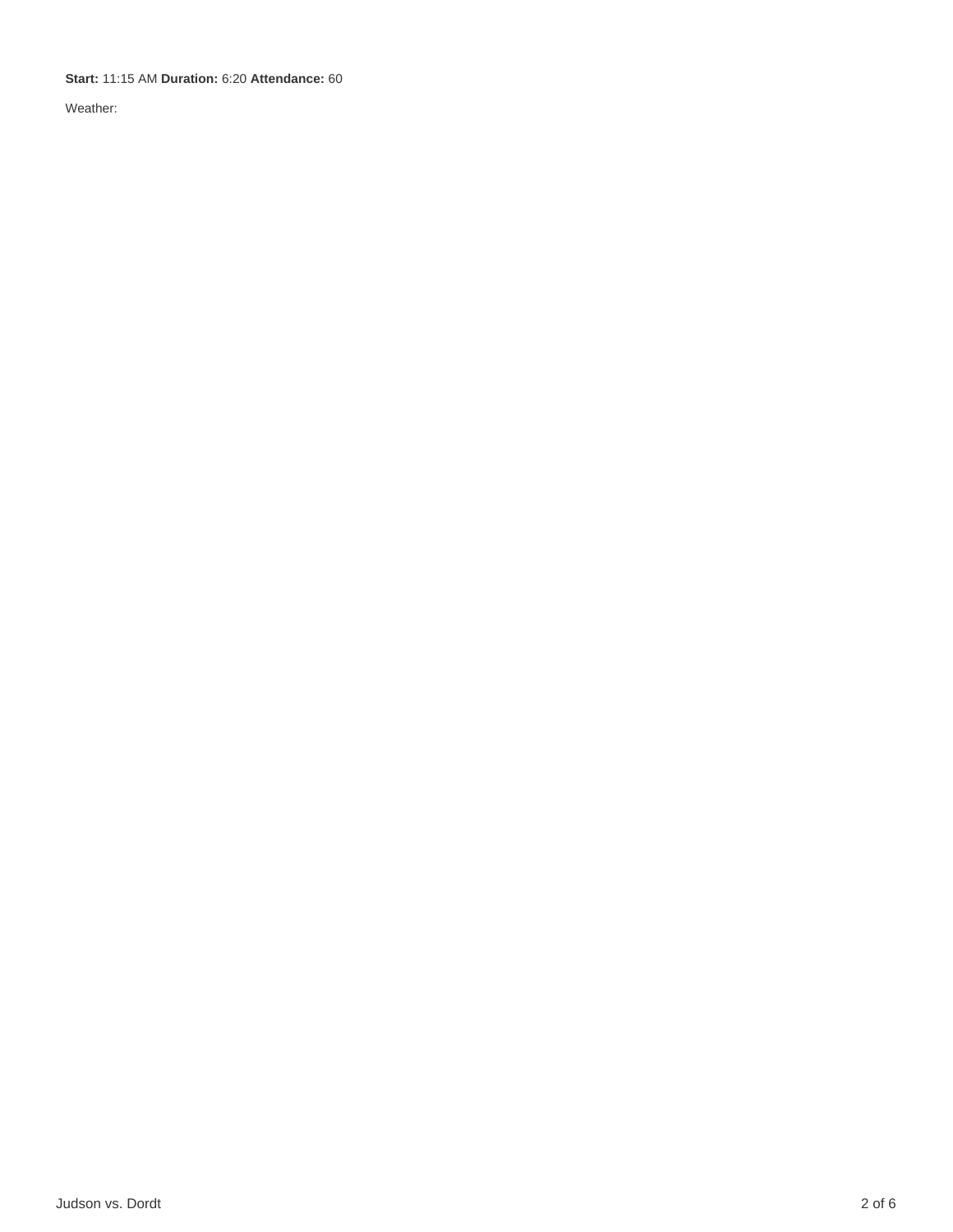**Start:** 11:15 AM **Duration:** 6:20 **Attendance:** 60

Weather: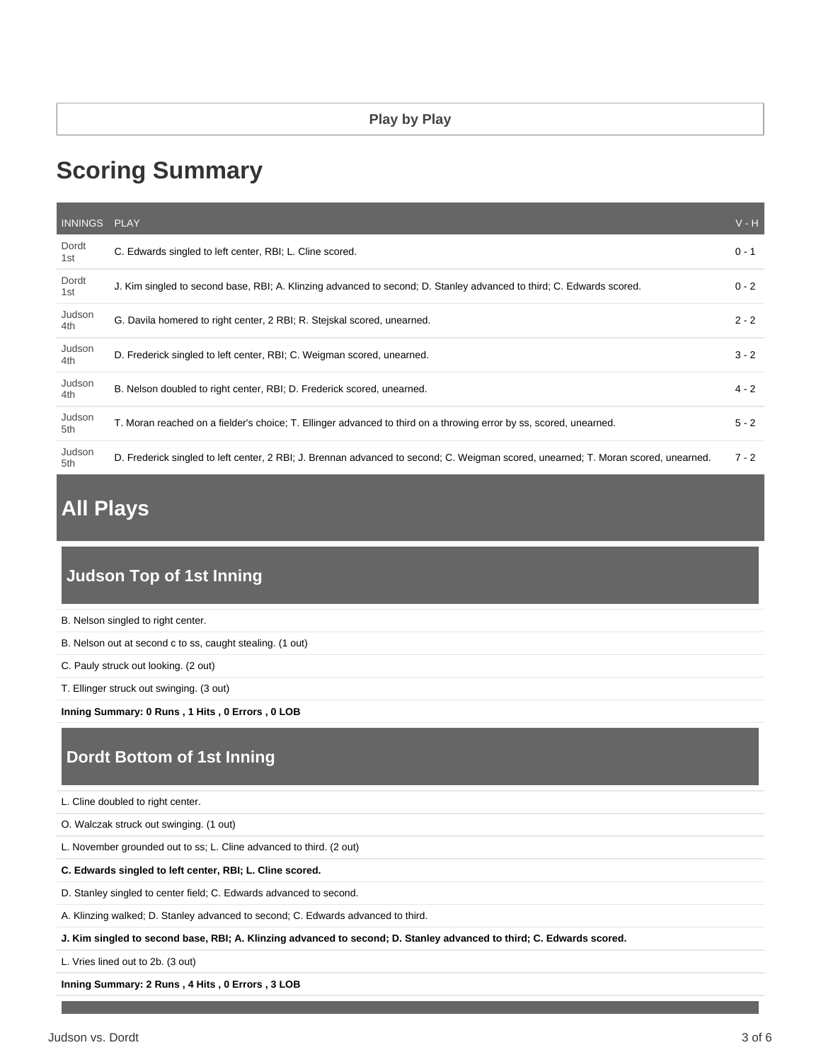**Play by Play**

# Scoring Summary

| INNINGS | PLAY | V - H |
|---|---|---|
| Dordt 1st | C. Edwards singled to left center, RBI; L. Cline scored. | 0 - 1 |
| Dordt 1st | J. Kim singled to second base, RBI; A. Klinzing advanced to second; D. Stanley advanced to third; C. Edwards scored. | 0 - 2 |
| Judson 4th | G. Davila homered to right center, 2 RBI; R. Stejskal scored, unearned. | 2 - 2 |
| Judson 4th | D. Frederick singled to left center, RBI; C. Weigman scored, unearned. | 3 - 2 |
| Judson 4th | B. Nelson doubled to right center, RBI; D. Frederick scored, unearned. | 4 - 2 |
| Judson 5th | T. Moran reached on a fielder's choice; T. Ellinger advanced to third on a throwing error by ss, scored, unearned. | 5 - 2 |
| Judson 5th | D. Frederick singled to left center, 2 RBI; J. Brennan advanced to second; C. Weigman scored, unearned; T. Moran scored, unearned. | 7 - 2 |

# All Plays

## Judson Top of 1st Inning

B. Nelson singled to right center.

B. Nelson out at second c to ss, caught stealing. (1 out)

C. Pauly struck out looking. (2 out)

T. Ellinger struck out swinging. (3 out)

**Inning Summary: 0 Runs , 1 Hits , 0 Errors , 0 LOB**

## Dordt Bottom of 1st Inning

L. Cline doubled to right center.

O. Walczak struck out swinging. (1 out)

L. November grounded out to ss; L. Cline advanced to third. (2 out)

**C. Edwards singled to left center, RBI; L. Cline scored.**

D. Stanley singled to center field; C. Edwards advanced to second.

A. Klinzing walked; D. Stanley advanced to second; C. Edwards advanced to third.

**J. Kim singled to second base, RBI; A. Klinzing advanced to second; D. Stanley advanced to third; C. Edwards scored.**

L. Vries lined out to 2b. (3 out)

**Inning Summary: 2 Runs , 4 Hits , 0 Errors , 3 LOB**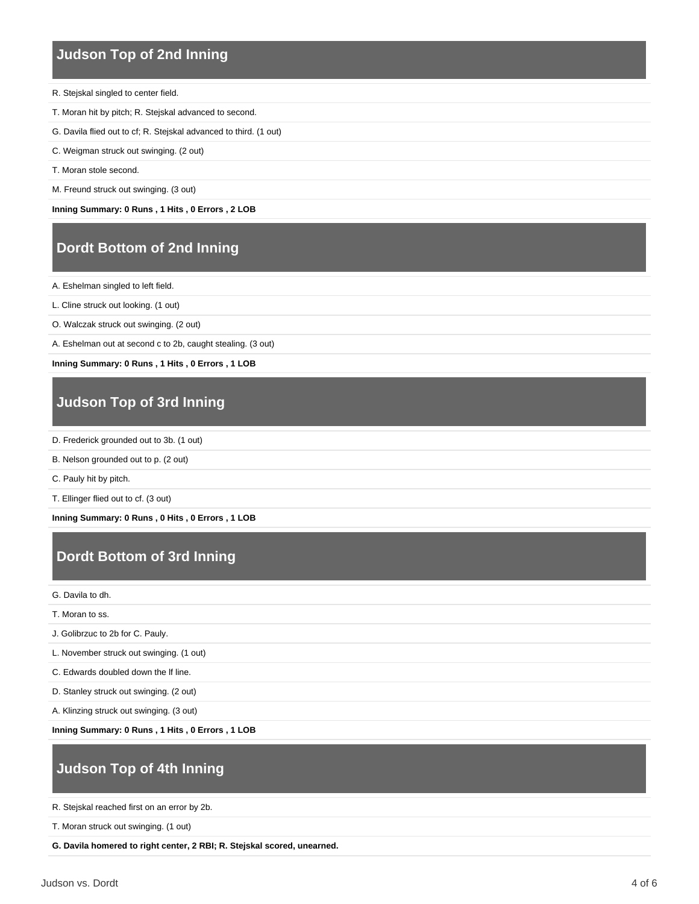## Judson Top of 2nd Inning

R. Stejskal singled to center field.

T. Moran hit by pitch; R. Stejskal advanced to second.

G. Davila flied out to cf; R. Stejskal advanced to third. (1 out)

C. Weigman struck out swinging. (2 out)

T. Moran stole second.

M. Freund struck out swinging. (3 out)

**Inning Summary: 0 Runs , 1 Hits , 0 Errors , 2 LOB**

## Dordt Bottom of 2nd Inning

A. Eshelman singled to left field.

L. Cline struck out looking. (1 out)

O. Walczak struck out swinging. (2 out)

A. Eshelman out at second c to 2b, caught stealing. (3 out)

**Inning Summary: 0 Runs , 1 Hits , 0 Errors , 1 LOB**

## Judson Top of 3rd Inning

D. Frederick grounded out to 3b. (1 out)

B. Nelson grounded out to p. (2 out)

C. Pauly hit by pitch.

T. Ellinger flied out to cf. (3 out)

**Inning Summary: 0 Runs , 0 Hits , 0 Errors , 1 LOB**

## Dordt Bottom of 3rd Inning

G. Davila to dh.

T. Moran to ss.

J. Golibrzuc to 2b for C. Pauly.

L. November struck out swinging. (1 out)

C. Edwards doubled down the lf line.

D. Stanley struck out swinging. (2 out)

A. Klinzing struck out swinging. (3 out)

**Inning Summary: 0 Runs , 1 Hits , 0 Errors , 1 LOB**

## Judson Top of 4th Inning

R. Stejskal reached first on an error by 2b.

T. Moran struck out swinging. (1 out)

**G. Davila homered to right center, 2 RBI; R. Stejskal scored, unearned.**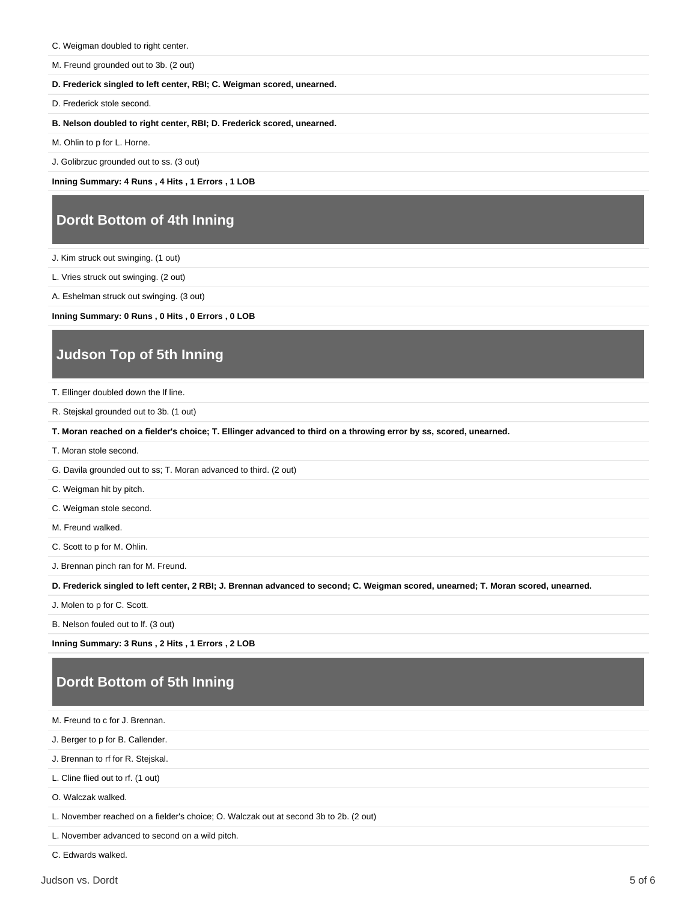C. Weigman doubled to right center.

M. Freund grounded out to 3b. (2 out)

**D. Frederick singled to left center, RBI; C. Weigman scored, unearned.**

D. Frederick stole second.

**B. Nelson doubled to right center, RBI; D. Frederick scored, unearned.**

M. Ohlin to p for L. Horne.

J. Golibrzuc grounded out to ss. (3 out)

**Inning Summary: 4 Runs , 4 Hits , 1 Errors , 1 LOB**

## Dordt Bottom of 4th Inning

J. Kim struck out swinging. (1 out)

L. Vries struck out swinging. (2 out)

A. Eshelman struck out swinging. (3 out)

**Inning Summary: 0 Runs , 0 Hits , 0 Errors , 0 LOB**

## Judson Top of 5th Inning

T. Ellinger doubled down the lf line.

R. Stejskal grounded out to 3b. (1 out)

**T. Moran reached on a fielder's choice; T. Ellinger advanced to third on a throwing error by ss, scored, unearned.**

T. Moran stole second.

G. Davila grounded out to ss; T. Moran advanced to third. (2 out)

C. Weigman hit by pitch.

C. Weigman stole second.

M. Freund walked.

C. Scott to p for M. Ohlin.

J. Brennan pinch ran for M. Freund.

**D. Frederick singled to left center, 2 RBI; J. Brennan advanced to second; C. Weigman scored, unearned; T. Moran scored, unearned.**

J. Molen to p for C. Scott.

B. Nelson fouled out to lf. (3 out)

**Inning Summary: 3 Runs , 2 Hits , 1 Errors , 2 LOB**

## Dordt Bottom of 5th Inning

M. Freund to c for J. Brennan.

J. Berger to p for B. Callender.

J. Brennan to rf for R. Stejskal.

L. Cline flied out to rf. (1 out)

O. Walczak walked.

L. November reached on a fielder's choice; O. Walczak out at second 3b to 2b. (2 out)

L. November advanced to second on a wild pitch.

C. Edwards walked.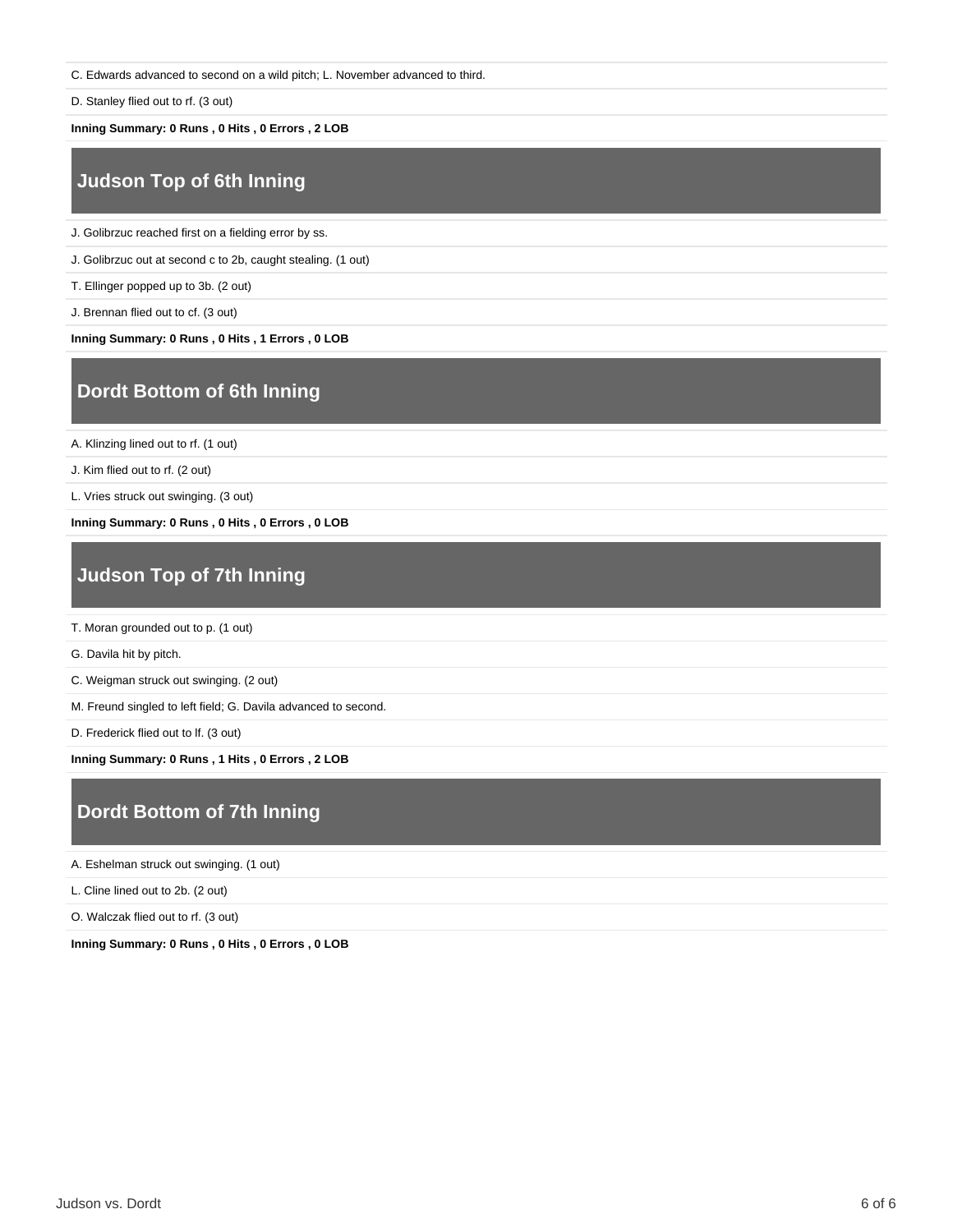C. Edwards advanced to second on a wild pitch; L. November advanced to third.

D. Stanley flied out to rf. (3 out)

**Inning Summary: 0 Runs , 0 Hits , 0 Errors , 2 LOB**

## Judson Top of 6th Inning

J. Golibrzuc reached first on a fielding error by ss.

J. Golibrzuc out at second c to 2b, caught stealing. (1 out)

T. Ellinger popped up to 3b. (2 out)

J. Brennan flied out to cf. (3 out)

**Inning Summary: 0 Runs , 0 Hits , 1 Errors , 0 LOB**

## Dordt Bottom of 6th Inning

A. Klinzing lined out to rf. (1 out)

J. Kim flied out to rf. (2 out)

L. Vries struck out swinging. (3 out)

**Inning Summary: 0 Runs , 0 Hits , 0 Errors , 0 LOB**

## Judson Top of 7th Inning

T. Moran grounded out to p. (1 out)

G. Davila hit by pitch.

C. Weigman struck out swinging. (2 out)

M. Freund singled to left field; G. Davila advanced to second.

D. Frederick flied out to lf. (3 out)

**Inning Summary: 0 Runs , 1 Hits , 0 Errors , 2 LOB**

## Dordt Bottom of 7th Inning

A. Eshelman struck out swinging. (1 out)

L. Cline lined out to 2b. (2 out)

O. Walczak flied out to rf. (3 out)

**Inning Summary: 0 Runs , 0 Hits , 0 Errors , 0 LOB**